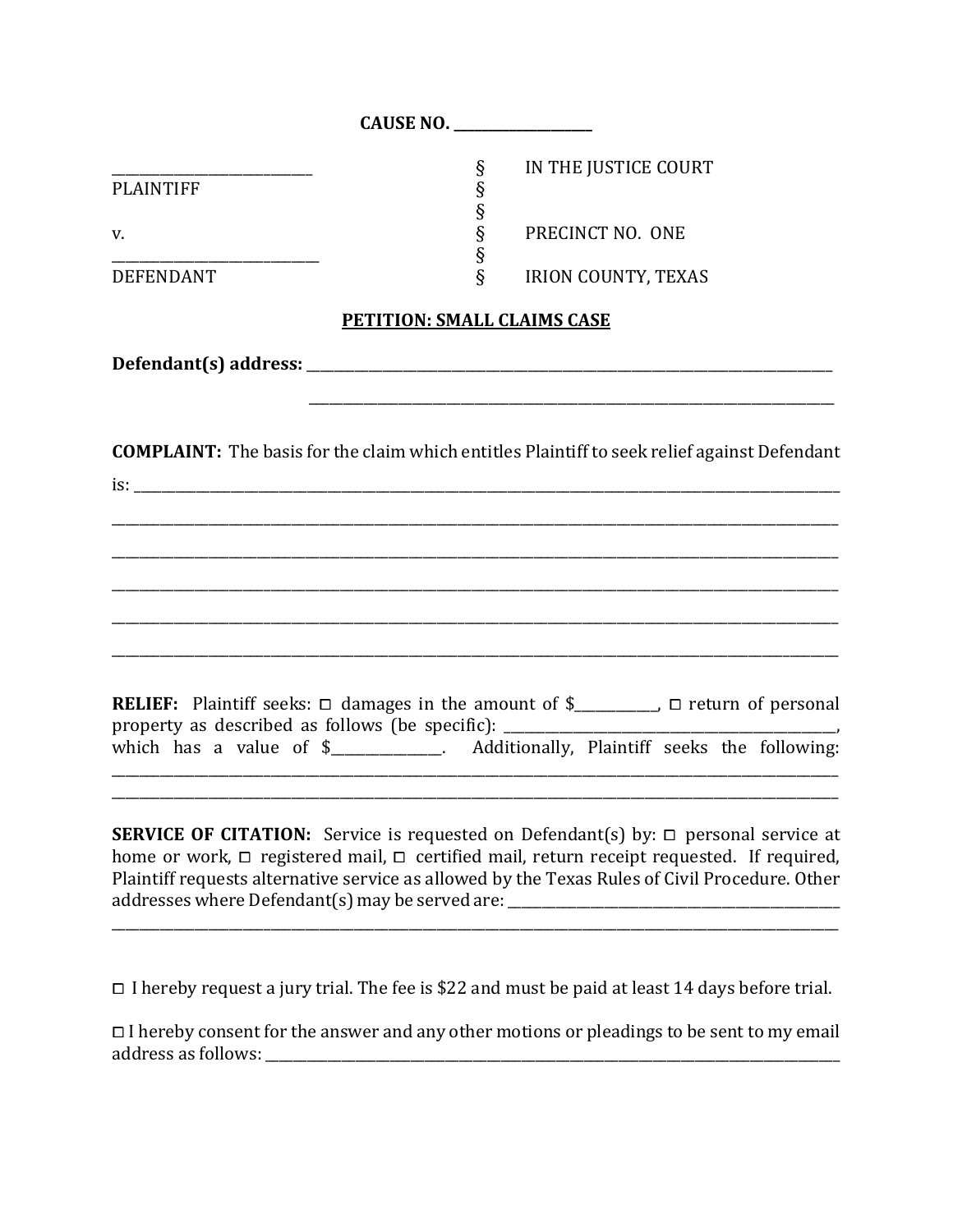**CAUSE NO. ___________________**

| | | |
|---|---|---|
| ___________________________ | § | IN THE JUSTICE COURT |
| PLAINTIFF | § | |
| | § | |
| v. | § | PRECINCT NO. ONE |
| ___________________________ | § | |
| DEFENDANT | § | IRION COUNTY, TEXAS |

**PETITION: SMALL CLAIMS CASE**

**Defendant(s) address:** ______________________________________________________________________________

______________________________________________________________________________

**COMPLAINT:** The basis for the claim which entitles Plaintiff to seek relief against Defendant is: ______________________________________________________________________________

______________________________________________________________________________

______________________________________________________________________________

______________________________________________________________________________

______________________________________________________________________________

______________________________________________________________________________

**RELIEF:** Plaintiff seeks: ◻ damages in the amount of $___________, ◻ return of personal property as described as follows (be specific): _______________________________________________, which has a value of $_______________. Additionally, Plaintiff seeks the following: ______________________________________________________________________________

______________________________________________________________________________

**SERVICE OF CITATION:** Service is requested on Defendant(s) by: ◻ personal service at home or work, ◻ registered mail, ◻ certified mail, return receipt requested. If required, Plaintiff requests alternative service as allowed by the Texas Rules of Civil Procedure. Other addresses where Defendant(s) may be served are: _______________________________________________

______________________________________________________________________________

◻ I hereby request a jury trial. The fee is $22 and must be paid at least 14 days before trial.

◻ I hereby consent for the answer and any other motions or pleadings to be sent to my email address as follows: ______________________________________________________________________________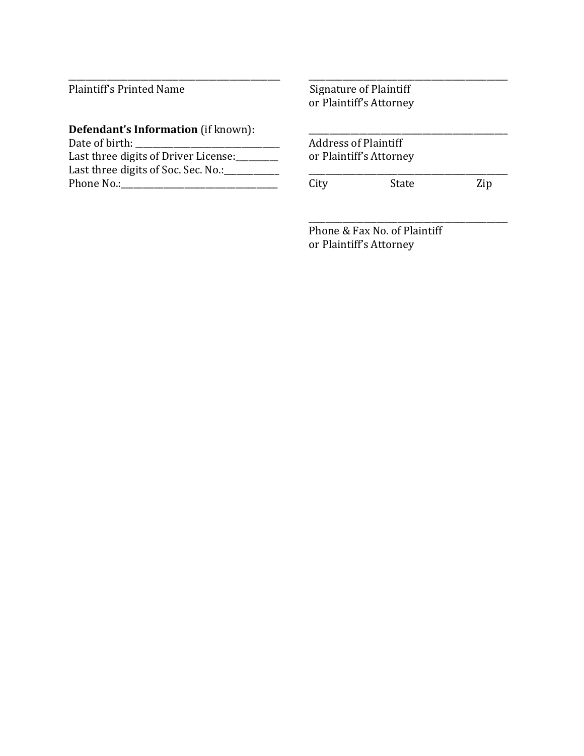\_\_\_\_\_\_\_\_\_\_\_\_\_\_\_\_\_\_\_\_\_\_\_\_\_\_\_\_\_\_\_\_\_\_\_\_\_\_\_\_
Plaintiff's Printed Name

\_\_\_\_\_\_\_\_\_\_\_\_\_\_\_\_\_\_\_\_\_\_\_\_\_\_\_\_\_\_\_\_\_\_\_\_\_\_\_\_
Signature of Plaintiff
or Plaintiff's Attorney

**Defendant's Information** (if known):
Date of birth: \_\_\_\_\_\_\_\_\_\_\_\_\_\_\_\_\_\_\_\_\_\_\_\_\_\_\_\_\_\_
Last three digits of Driver License:\_\_\_\_\_\_\_\_\_\_
Last three digits of Soc. Sec. No.:\_\_\_\_\_\_\_\_\_\_\_\_
Phone No.:\_\_\_\_\_\_\_\_\_\_\_\_\_\_\_\_\_\_\_\_\_\_\_\_\_\_\_\_\_\_\_\_\_\_

\_\_\_\_\_\_\_\_\_\_\_\_\_\_\_\_\_\_\_\_\_\_\_\_\_\_\_\_\_\_\_\_\_\_\_\_\_\_\_\_
Address of Plaintiff
or Plaintiff's Attorney

\_\_\_\_\_\_\_\_\_\_\_\_\_\_\_\_\_\_\_\_\_\_\_\_\_\_\_\_\_\_\_\_\_\_\_\_\_\_\_\_
City State Zip

\_\_\_\_\_\_\_\_\_\_\_\_\_\_\_\_\_\_\_\_\_\_\_\_\_\_\_\_\_\_\_\_\_\_\_\_\_\_\_\_
Phone & Fax No. of Plaintiff
or Plaintiff's Attorney